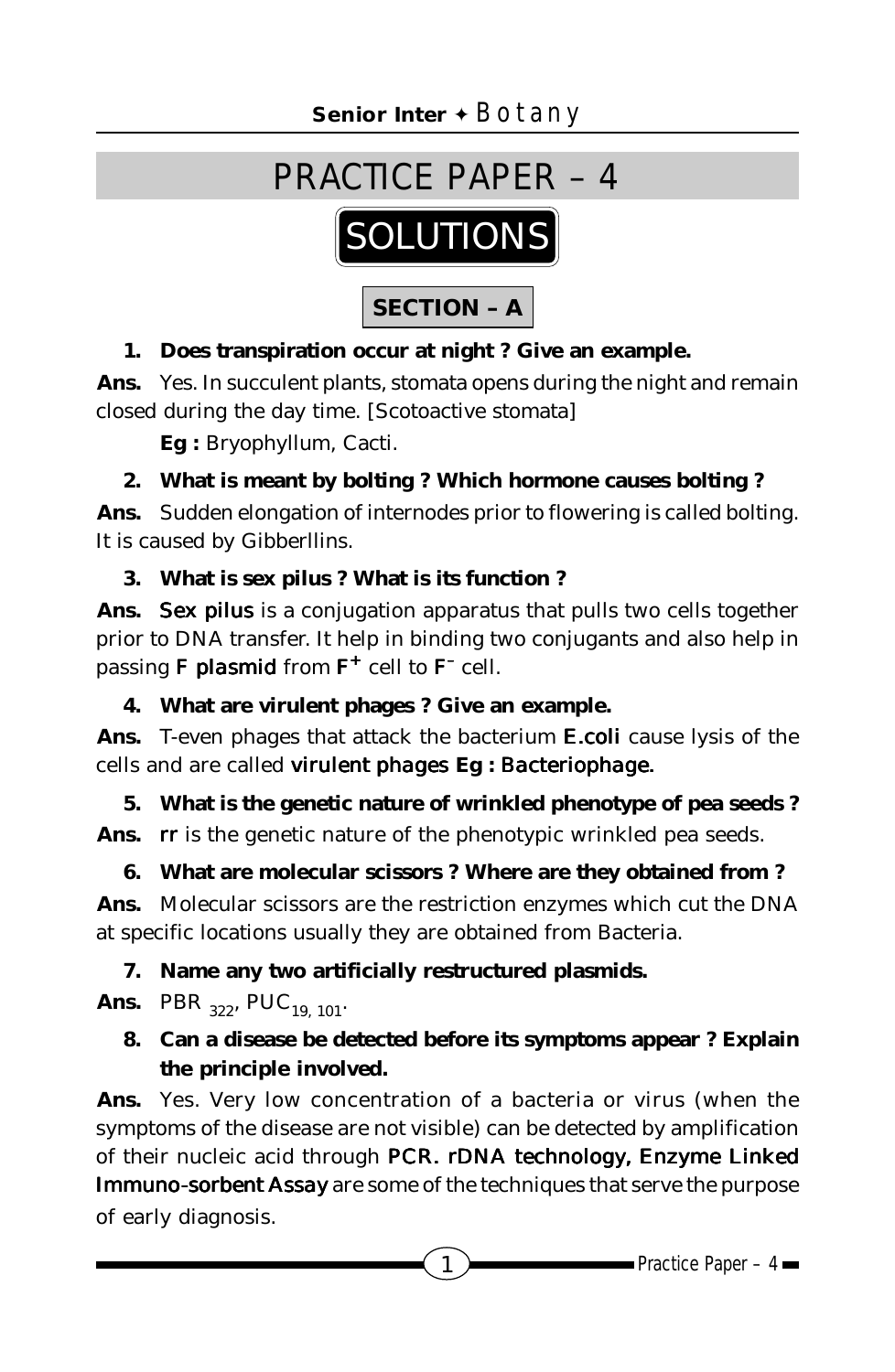# PRACTICE PAPER – 4

## SOLUTIONS

### SECTION – A

**1. Does transpiration occur at night ? Give an example.**

**Ans.** Yes. In succulent plants, stomata opens during the night and remain closed during the day time. [Scotoactive stomata]

**Eg :** Bryophyllum, Cacti.

**2. What is meant by bolting ? Which hormone causes bolting ?**

**Ans.** Sudden elongation of internodes prior to flowering is called bolting. It is caused by Gibberllins.

**3. What is sex pilus ? What is its function ?**

**Ans.** **Sex pilus** is a conjugation apparatus that pulls two cells together prior to DNA transfer. It help in binding two conjugants and also help in passing **F plasmid** from $F^+$ cell to $F^-$ cell.

**4. What are virulent phages ? Give an example.**

**Ans.** T-even phages that attack the bacterium **E.coli** cause lysis of the cells and are called **virulent phages Eg : Bacteriophage.**

**5. What is the genetic nature of wrinkled phenotype of pea seeds ?**

**Ans.** **rr** is the genetic nature of the phenotypic wrinkled pea seeds.

**6. What are molecular scissors ? Where are they obtained from ?**

**Ans.** Molecular scissors are the restriction enzymes which cut the DNA at specific locations usually they are obtained from Bacteria.

**7. Name any two artificially restructured plasmids.**

**Ans.** $PBR_{322}$, $PUC_{19, 101}$.

**8. Can a disease be detected before its symptoms appear ? Explain the principle involved.**

**Ans.** Yes. Very low concentration of a bacteria or virus (when the symptoms of the disease are not visible) can be detected by amplification of their nucleic acid through **PCR. rDNA technology, Enzyme Linked Immuno-sorbent Assay** are some of the techniques that serve the purpose of early diagnosis.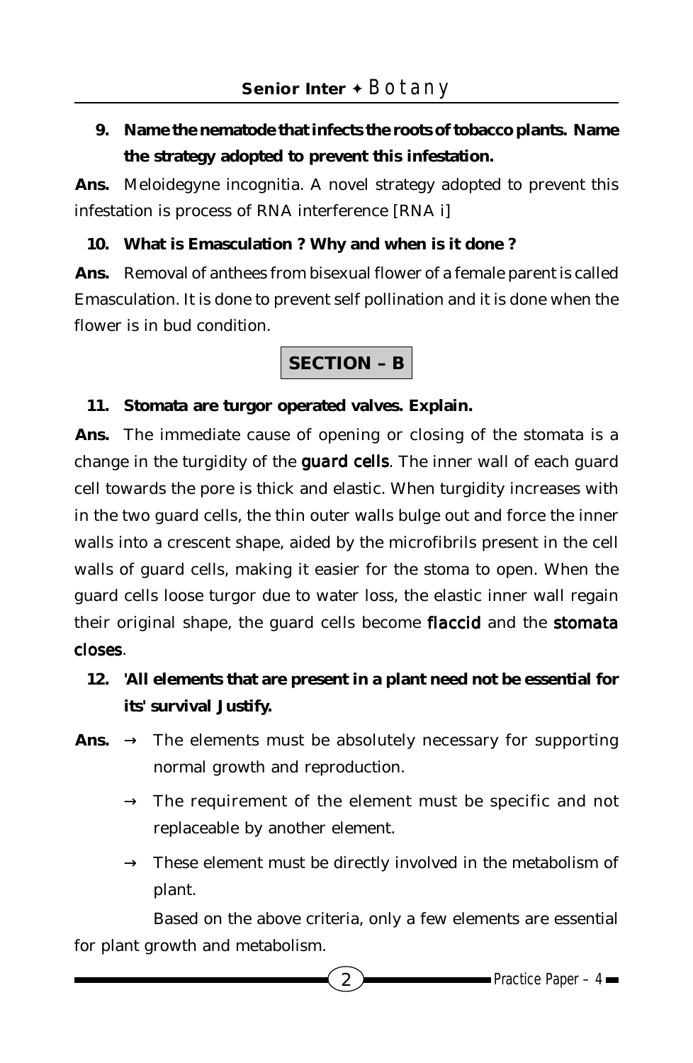**9. Name the nematode that infects the roots of tobacco plants. Name the strategy adopted to prevent this infestation.**

**Ans.** Meloidegyne incognitia. A novel strategy adopted to prevent this infestation is process of RNA interference [RNA i]

**10. What is Emasculation ? Why and when is it done ?**

**Ans.** Removal of anthees from bisexual flower of a female parent is called Emasculation. It is done to prevent self pollination and it is done when the flower is in bud condition.

## SECTION – B

**11. Stomata are turgor operated valves. Explain.**

**Ans.** The immediate cause of opening or closing of the stomata is a change in the turgidity of the **guard cells**. The inner wall of each guard cell towards the pore is thick and elastic. When turgidity increases with in the two guard cells, the thin outer walls bulge out and force the inner walls into a crescent shape, aided by the microfibrils present in the cell walls of guard cells, making it easier for the stoma to open. When the guard cells loose turgor due to water loss, the elastic inner wall regain their original shape, the guard cells become **flaccid** and the **stomata closes**.

**12. 'All elements that are present in a plant need not be essential for its' survival Justify.**

**Ans.**
- → The elements must be absolutely necessary for supporting normal growth and reproduction.
- → The requirement of the element must be specific and not replaceable by another element.
- → These element must be directly involved in the metabolism of plant.

Based on the above criteria, only a few elements are essential for plant growth and metabolism.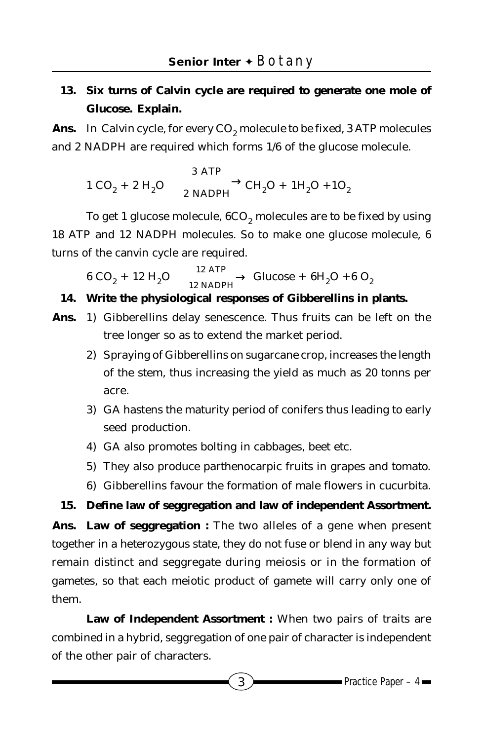**13. Six turns of Calvin cycle are required to generate one mole of Glucose. Explain.**

**Ans.** In Calvin cycle, for every $CO_2$ molecule to be fixed, 3 ATP molecules and 2 NADPH are required which forms 1/6 of the glucose molecule.

$$1\,CO_2 + 2\,H_2O \xrightarrow[2\ NADPH]{3\ ATP} CH_2O + 1H_2O + 1O_2$$

To get 1 glucose molecule, $6CO_2$ molecules are to be fixed by using 18 ATP and 12 NADPH molecules. So to make one glucose molecule, 6 turns of the canvin cycle are required.

$$6\,CO_2 + 12\,H_2O \xrightarrow[12\ NADPH]{12\ ATP} \text{Glucose} + 6H_2O + 6\,O_2$$

**14. Write the physiological responses of Gibberellins in plants.**

**Ans.**
1) Gibberellins delay senescence. Thus fruits can be left on the tree longer so as to extend the market period.
2) Spraying of Gibberellins on sugarcane crop, increases the length of the stem, thus increasing the yield as much as 20 tonns per acre.
3) GA hastens the maturity period of conifers thus leading to early seed production.
4) GA also promotes bolting in cabbages, beet etc.
5) They also produce parthenocarpic fruits in grapes and tomato.
6) Gibberellins favour the formation of male flowers in cucurbita.

**15. Define law of seggregation and law of independent Assortment.**

**Ans. Law of seggregation :** The two alleles of a gene when present together in a heterozygous state, they do not fuse or blend in any way but remain distinct and seggregate during meiosis or in the formation of gametes, so that each meiotic product of gamete will carry only one of them.

**Law of Independent Assortment :** When two pairs of traits are combined in a hybrid, seggregation of one pair of character is independent of the other pair of characters.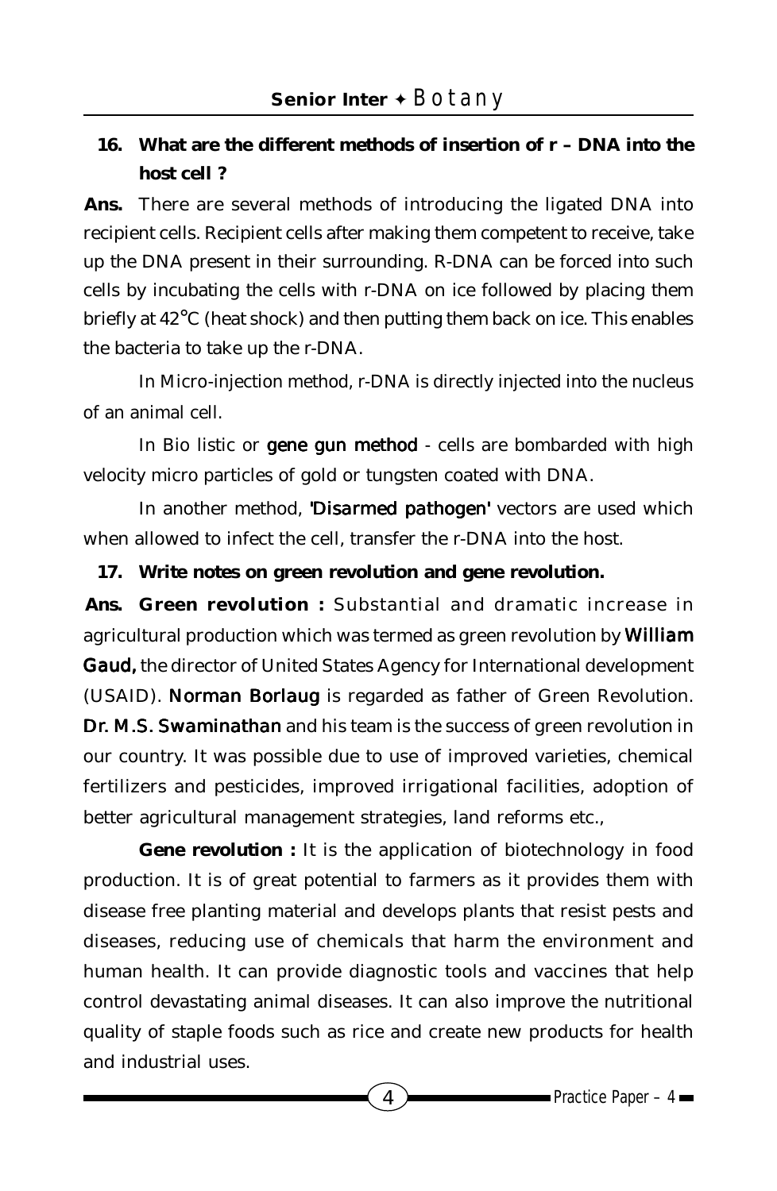**16. What are the different methods of insertion of r – DNA into the host cell ?**

**Ans.** There are several methods of introducing the ligated DNA into recipient cells. Recipient cells after making them competent to receive, take up the DNA present in their surrounding. R-DNA can be forced into such cells by incubating the cells with r-DNA on ice followed by placing them briefly at 42°C (heat shock) and then putting them back on ice. This enables the bacteria to take up the r-DNA.

In Micro-injection method, r-DNA is directly injected into the nucleus of an animal cell.

In Bio listic or **gene gun method** - cells are bombarded with high velocity micro particles of gold or tungsten coated with DNA.

In another method, **'Disarmed pathogen'** vectors are used which when allowed to infect the cell, transfer the r-DNA into the host.

**17. Write notes on green revolution and gene revolution.**

**Ans. Green revolution :** Substantial and dramatic increase in agricultural production which was termed as green revolution by **William Gaud,** the director of United States Agency for International development (USAID). **Norman Borlaug** is regarded as father of Green Revolution. **Dr. M.S. Swaminathan** and his team is the success of green revolution in our country. It was possible due to use of improved varieties, chemical fertilizers and pesticides, improved irrigational facilities, adoption of better agricultural management strategies, land reforms etc.,

**Gene revolution :** It is the application of biotechnology in food production. It is of great potential to farmers as it provides them with disease free planting material and develops plants that resist pests and diseases, reducing use of chemicals that harm the environment and human health. It can provide diagnostic tools and vaccines that help control devastating animal diseases. It can also improve the nutritional quality of staple foods such as rice and create new products for health and industrial uses.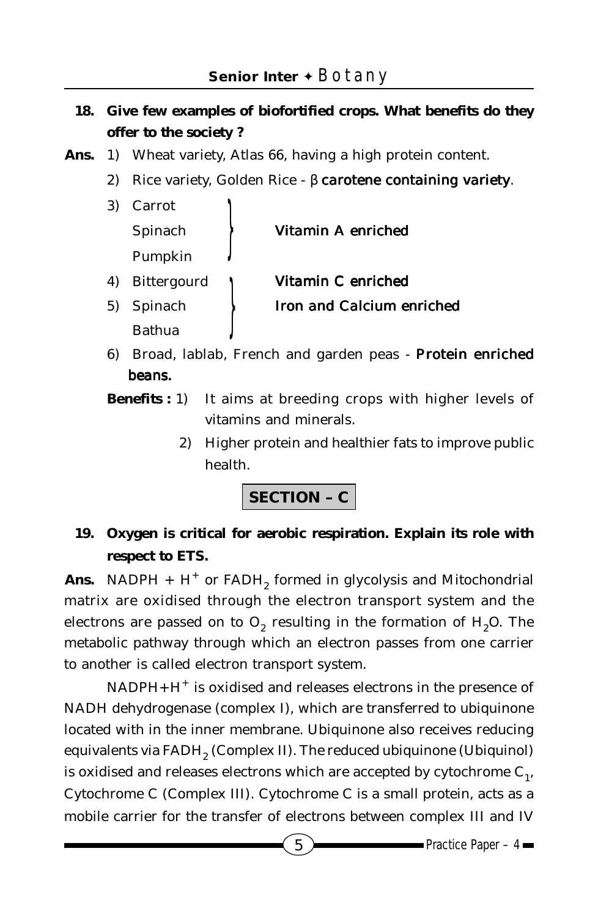**18. Give few examples of biofortified crops. What benefits do they offer to the society ?**

**Ans.** 1) Wheat variety, Atlas 66, having a high protein content.

2) Rice variety, Golden Rice - β **carotene containing variety**.

3) Carrot, Spinach, Pumpkin } **Vitamin A enriched**

4) Bittergourd } **Vitamin C enriched**

5) Spinach, Bathua } **Iron and Calcium enriched**

6) Broad, lablab, French and garden peas - **Protein enriched beans.**

**Benefits :** 1) It aims at breeding crops with higher levels of vitamins and minerals.

2) Higher protein and healthier fats to improve public health.

## SECTION – C

**19. Oxygen is critical for aerobic respiration. Explain its role with respect to ETS.**

**Ans.** NADPH + $H^+$ or $FADH_2$ formed in glycolysis and Mitochondrial matrix are oxidised through the electron transport system and the electrons are passed on to $O_2$ resulting in the formation of $H_2O$. The metabolic pathway through which an electron passes from one carrier to another is called electron transport system.

NADPH+$H^+$ is oxidised and releases electrons in the presence of NADH dehydrogenase (complex I), which are transferred to ubiquinone located with in the inner membrane. Ubiquinone also receives reducing equivalents via $FADH_2$ (Complex II). The reduced ubiquinone (Ubiquinol) is oxidised and releases electrons which are accepted by cytochrome $C_1$, Cytochrome C (Complex III). Cytochrome C is a small protein, acts as a mobile carrier for the transfer of electrons between complex III and IV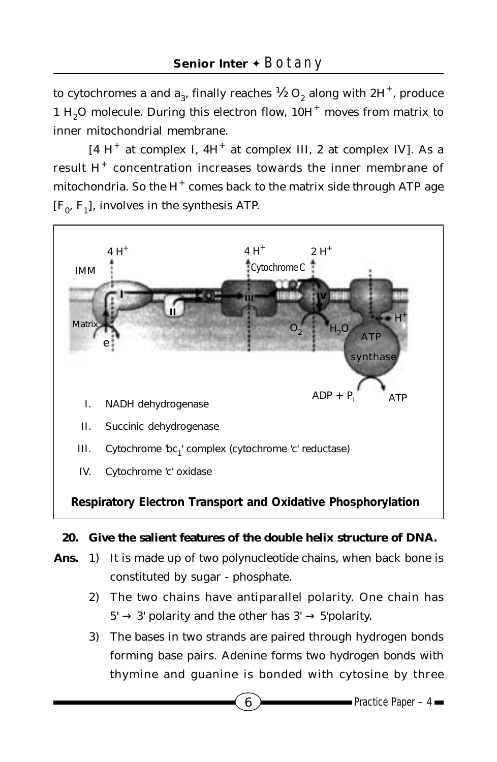to cytochromes a and $a_3$, finally reaches ½ $O_2$ along with $2H^+$, produce 1 $H_2O$ molecule. During this electron flow, $10H^+$ moves from matrix to inner mitochondrial membrane.

[4 $H^+$ at complex I, $4H^+$ at complex III, 2 at complex IV]. As a result $H^+$ concentration increases towards the inner membrane of mitochondria. So the $H^+$ comes back to the matrix side through ATP age [$F_0$, $F_1$], involves in the synthesis ATP.

I. NADH dehydrogenase

II. Succinic dehydrogenase

III. Cytochrome 'bc$_1$' complex (cytochrome 'c' reductase)

IV. Cytochrome 'c' oxidase

**Respiratory Electron Transport and Oxidative Phosphorylation**

**20. Give the salient features of the double helix structure of DNA.**

**Ans.**

1) It is made up of two polynucleotide chains, when back bone is constituted by sugar - phosphate.

2) The two chains have antiparallel polarity. One chain has 5' → 3' polarity and the other has 3' → 5'polarity.

3) The bases in two strands are paired through hydrogen bonds forming base pairs. Adenine forms two hydrogen bonds with thymine and guanine is bonded with cytosine by three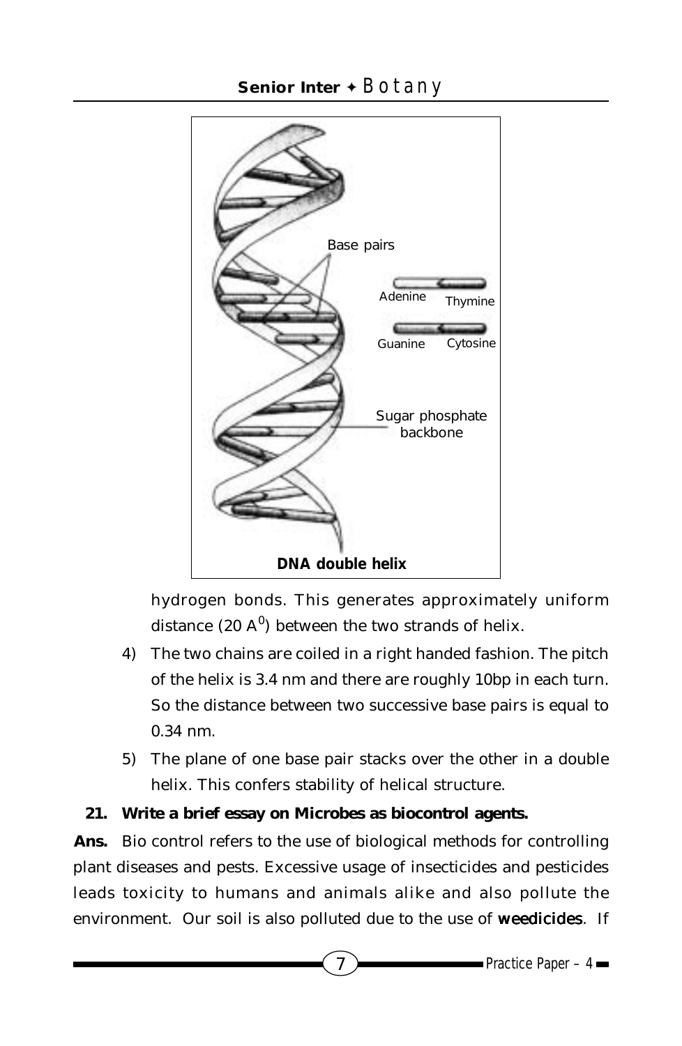DNA double helix

hydrogen bonds. This generates approximately uniform distance (20 $A^0$) between the two strands of helix.

4) The two chains are coiled in a right handed fashion. The pitch of the helix is 3.4 nm and there are roughly 10bp in each turn. So the distance between two successive base pairs is equal to 0.34 nm.

5) The plane of one base pair stacks over the other in a double helix. This confers stability of helical structure.

**21. Write a brief essay on Microbes as biocontrol agents.**

**Ans.** Bio control refers to the use of biological methods for controlling plant diseases and pests. Excessive usage of insecticides and pesticides leads toxicity to humans and animals alike and also pollute the environment. Our soil is also polluted due to the use of **weedicides**. If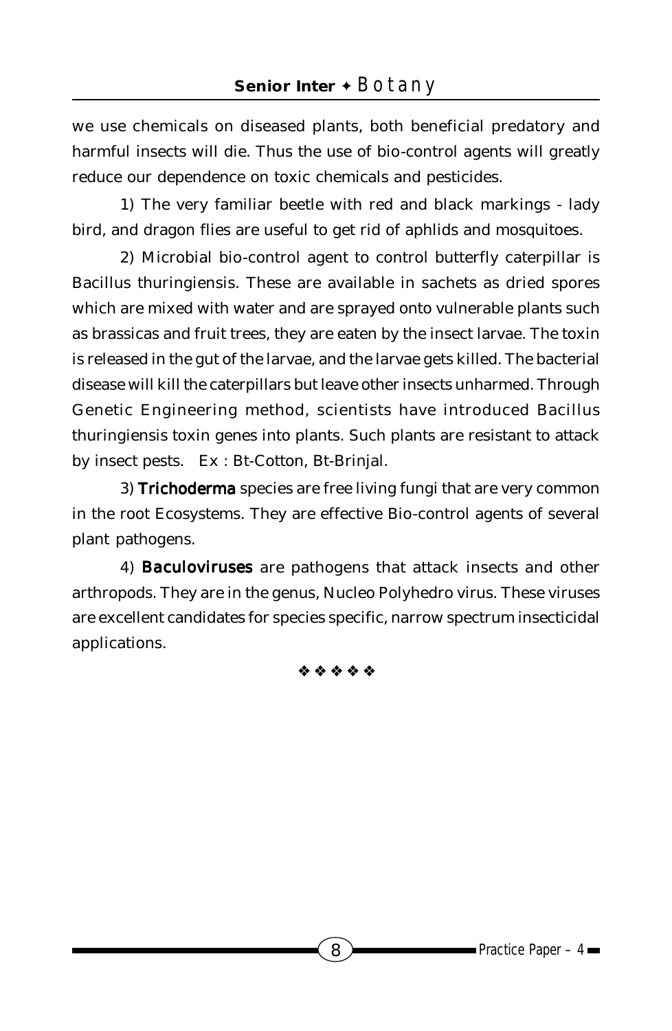we use chemicals on diseased plants, both beneficial predatory and harmful insects will die. Thus the use of bio-control agents will greatly reduce our dependence on toxic chemicals and pesticides.

1) The very familiar beetle with red and black markings - lady bird, and dragon flies are useful to get rid of aphlids and mosquitoes.

2) Microbial bio-control agent to control butterfly caterpillar is Bacillus thuringiensis. These are available in sachets as dried spores which are mixed with water and are sprayed onto vulnerable plants such as brassicas and fruit trees, they are eaten by the insect larvae. The toxin is released in the gut of the larvae, and the larvae gets killed. The bacterial disease will kill the caterpillars but leave other insects unharmed. Through Genetic Engineering method, scientists have introduced Bacillus thuringiensis toxin genes into plants. Such plants are resistant to attack by insect pests. Ex : Bt-Cotton, Bt-Brinjal.

3) **Trichoderma** species are free living fungi that are very common in the root Ecosystems. They are effective Bio-control agents of several plant pathogens.

4) **Baculoviruses** are pathogens that attack insects and other arthropods. They are in the genus, Nucleo Polyhedro virus. These viruses are excellent candidates for species specific, narrow spectrum insecticidal applications.

❖ ❖ ❖ ❖ ❖